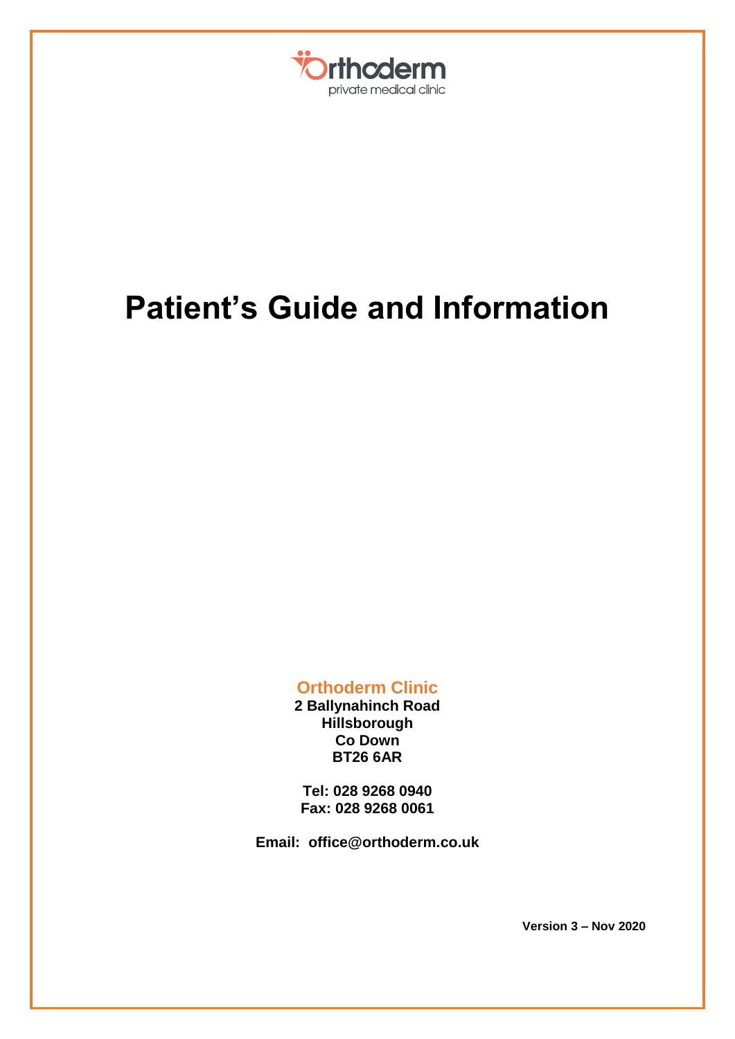Orthoderm
private medical clinic

# Patient's Guide and Information

**Orthoderm Clinic**
**2 Ballynahinch Road**
**Hillsborough**
**Co Down**
**BT26 6AR**

**Tel: 028 9268 0940**
**Fax: 028 9268 0061**

**Email: office@orthoderm.co.uk**

**Version 3 – Nov 2020**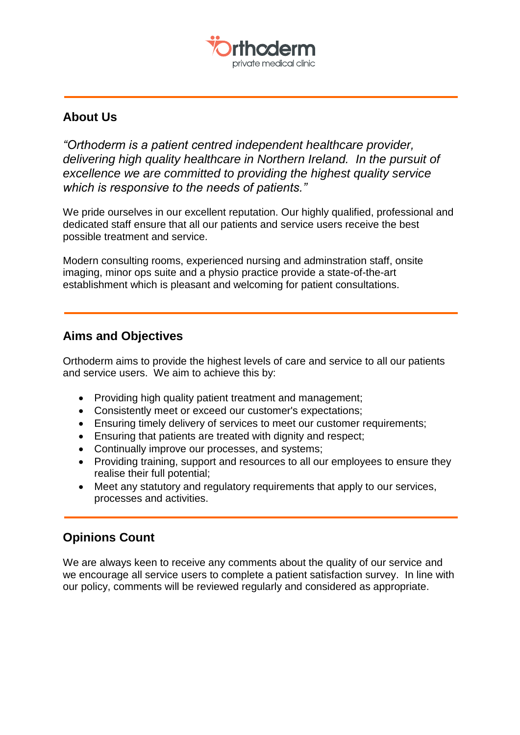Orthoderm
private medical clinic

---

## About Us

*"Orthoderm is a patient centred independent healthcare provider, delivering high quality healthcare in Northern Ireland. In the pursuit of excellence we are committed to providing the highest quality service which is responsive to the needs of patients."*

We pride ourselves in our excellent reputation. Our highly qualified, professional and dedicated staff ensure that all our patients and service users receive the best possible treatment and service.

Modern consulting rooms, experienced nursing and adminstration staff, onsite imaging, minor ops suite and a physio practice provide a state-of-the-art establishment which is pleasant and welcoming for patient consultations.

---

## Aims and Objectives

Orthoderm aims to provide the highest levels of care and service to all our patients and service users. We aim to achieve this by:

- Providing high quality patient treatment and management;
- Consistently meet or exceed our customer's expectations;
- Ensuring timely delivery of services to meet our customer requirements;
- Ensuring that patients are treated with dignity and respect;
- Continually improve our processes, and systems;
- Providing training, support and resources to all our employees to ensure they realise their full potential;
- Meet any statutory and regulatory requirements that apply to our services, processes and activities.

---

## Opinions Count

We are always keen to receive any comments about the quality of our service and we encourage all service users to complete a patient satisfaction survey. In line with our policy, comments will be reviewed regularly and considered as appropriate.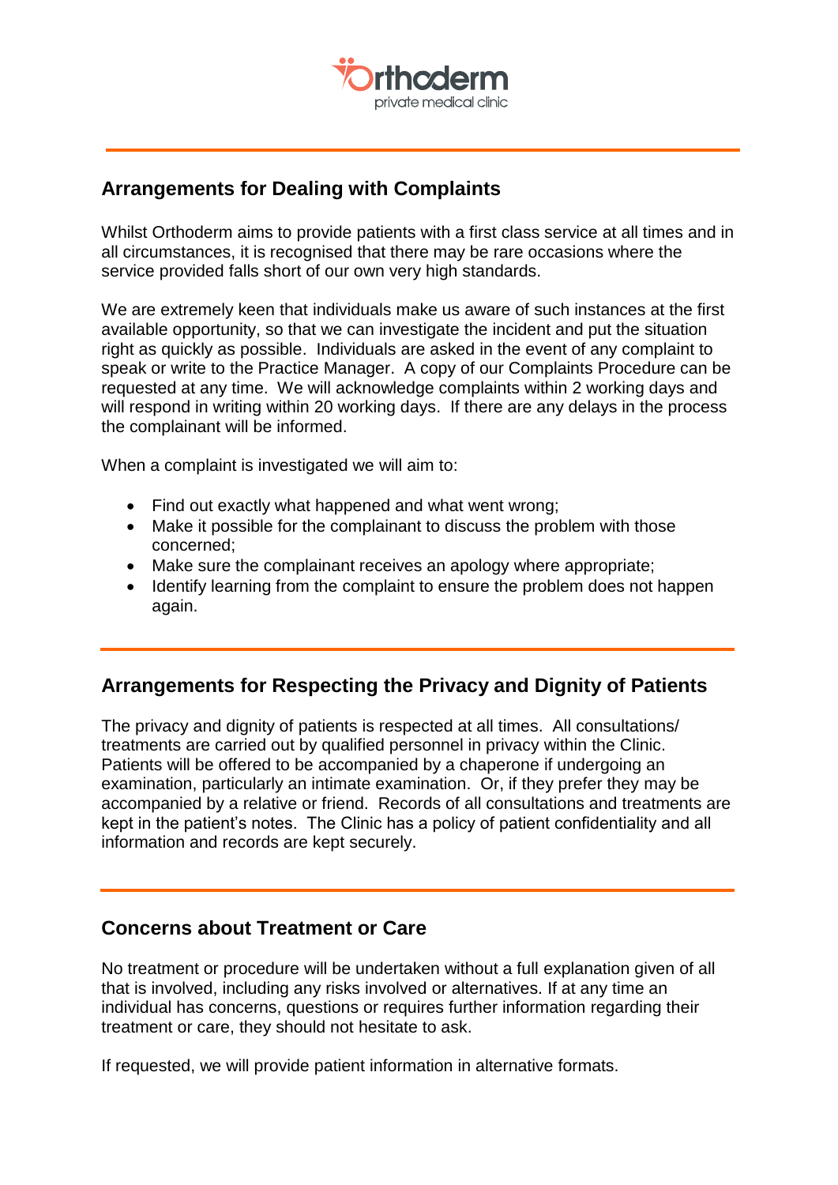## Arrangements for Dealing with Complaints

Whilst Orthoderm aims to provide patients with a first class service at all times and in all circumstances, it is recognised that there may be rare occasions where the service provided falls short of our own very high standards.

We are extremely keen that individuals make us aware of such instances at the first available opportunity, so that we can investigate the incident and put the situation right as quickly as possible. Individuals are asked in the event of any complaint to speak or write to the Practice Manager. A copy of our Complaints Procedure can be requested at any time. We will acknowledge complaints within 2 working days and will respond in writing within 20 working days. If there are any delays in the process the complainant will be informed.

When a complaint is investigated we will aim to:

- Find out exactly what happened and what went wrong;
- Make it possible for the complainant to discuss the problem with those concerned;
- Make sure the complainant receives an apology where appropriate;
- Identify learning from the complaint to ensure the problem does not happen again.

## Arrangements for Respecting the Privacy and Dignity of Patients

The privacy and dignity of patients is respected at all times. All consultations/ treatments are carried out by qualified personnel in privacy within the Clinic. Patients will be offered to be accompanied by a chaperone if undergoing an examination, particularly an intimate examination. Or, if they prefer they may be accompanied by a relative or friend. Records of all consultations and treatments are kept in the patient's notes. The Clinic has a policy of patient confidentiality and all information and records are kept securely.

## Concerns about Treatment or Care

No treatment or procedure will be undertaken without a full explanation given of all that is involved, including any risks involved or alternatives. If at any time an individual has concerns, questions or requires further information regarding their treatment or care, they should not hesitate to ask.

If requested, we will provide patient information in alternative formats.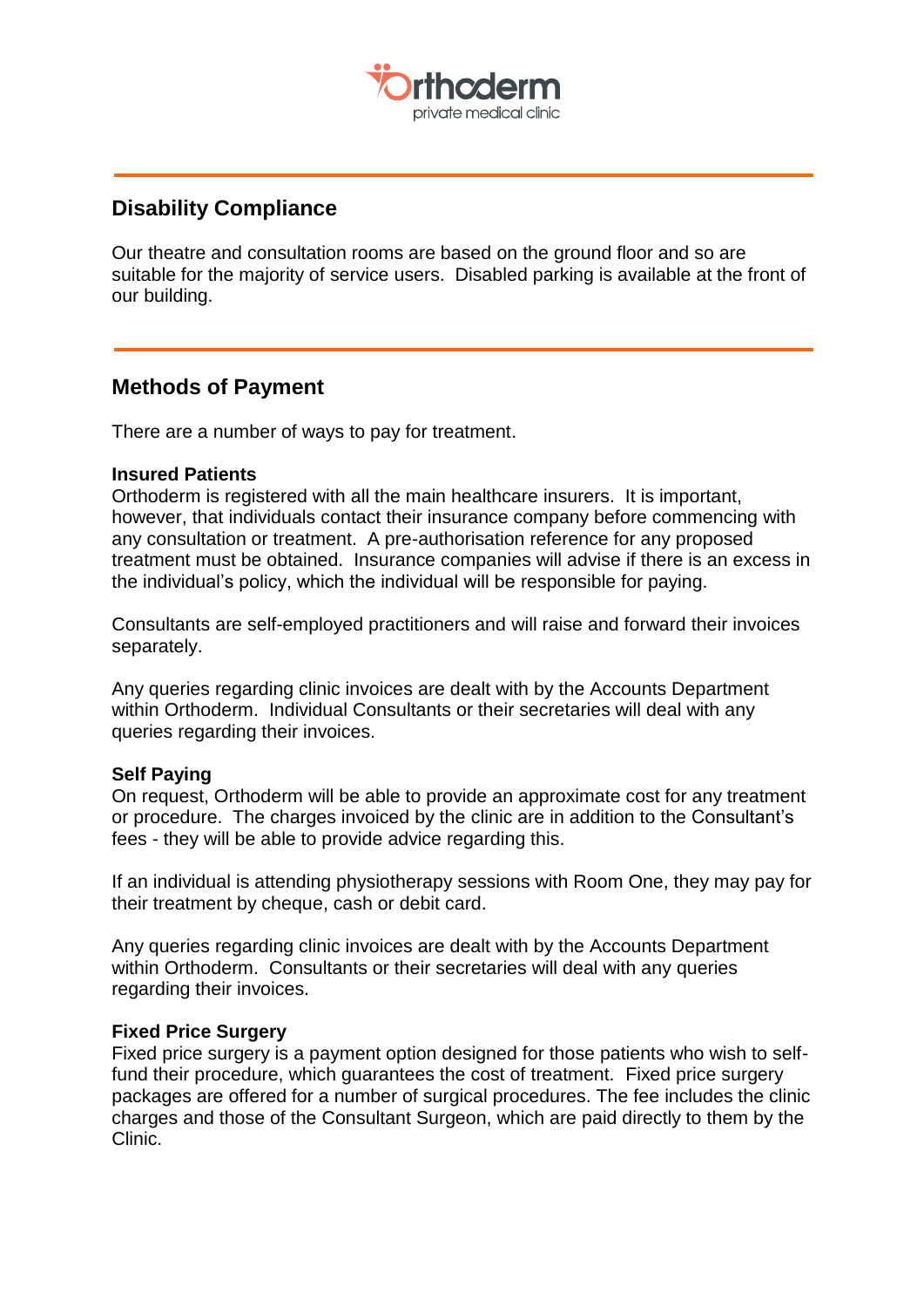## Disability Compliance

Our theatre and consultation rooms are based on the ground floor and so are suitable for the majority of service users. Disabled parking is available at the front of our building.

---

## Methods of Payment

There are a number of ways to pay for treatment.

**Insured Patients**
Orthoderm is registered with all the main healthcare insurers. It is important, however, that individuals contact their insurance company before commencing with any consultation or treatment. A pre-authorisation reference for any proposed treatment must be obtained. Insurance companies will advise if there is an excess in the individual's policy, which the individual will be responsible for paying.

Consultants are self-employed practitioners and will raise and forward their invoices separately.

Any queries regarding clinic invoices are dealt with by the Accounts Department within Orthoderm. Individual Consultants or their secretaries will deal with any queries regarding their invoices.

**Self Paying**
On request, Orthoderm will be able to provide an approximate cost for any treatment or procedure. The charges invoiced by the clinic are in addition to the Consultant's fees - they will be able to provide advice regarding this.

If an individual is attending physiotherapy sessions with Room One, they may pay for their treatment by cheque, cash or debit card.

Any queries regarding clinic invoices are dealt with by the Accounts Department within Orthoderm. Consultants or their secretaries will deal with any queries regarding their invoices.

**Fixed Price Surgery**
Fixed price surgery is a payment option designed for those patients who wish to self-fund their procedure, which guarantees the cost of treatment. Fixed price surgery packages are offered for a number of surgical procedures. The fee includes the clinic charges and those of the Consultant Surgeon, which are paid directly to them by the Clinic.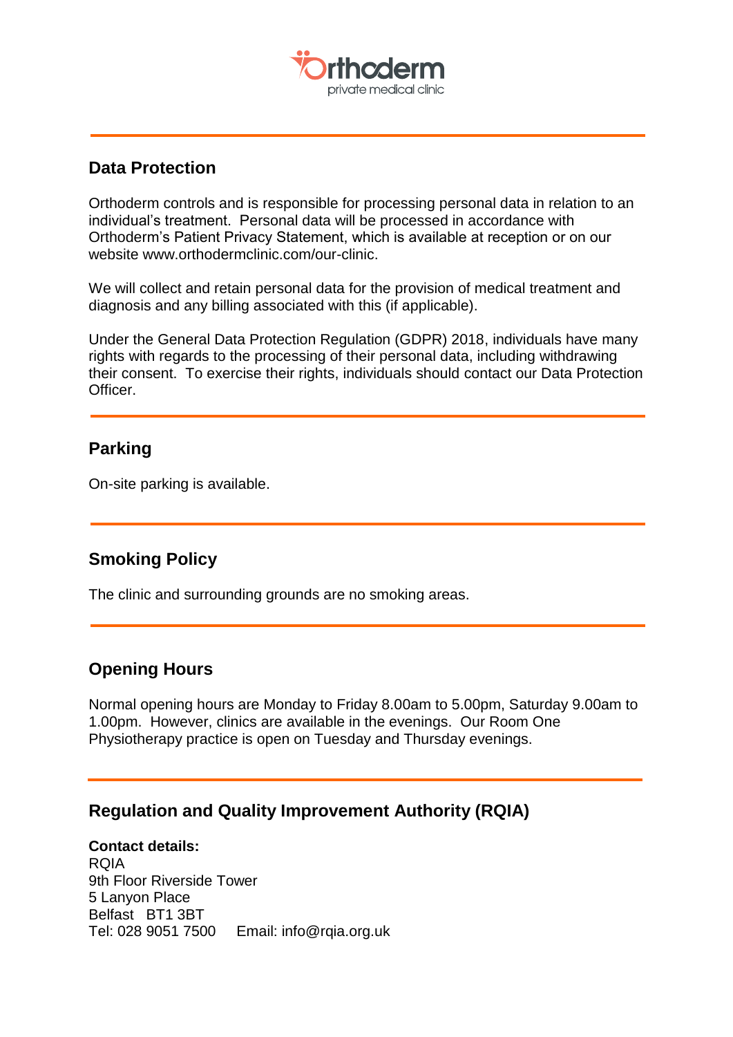## Data Protection

Orthoderm controls and is responsible for processing personal data in relation to an individual's treatment. Personal data will be processed in accordance with Orthoderm's Patient Privacy Statement, which is available at reception or on our website www.orthodermclinic.com/our-clinic.

We will collect and retain personal data for the provision of medical treatment and diagnosis and any billing associated with this (if applicable).

Under the General Data Protection Regulation (GDPR) 2018, individuals have many rights with regards to the processing of their personal data, including withdrawing their consent. To exercise their rights, individuals should contact our Data Protection Officer.

## Parking

On-site parking is available.

## Smoking Policy

The clinic and surrounding grounds are no smoking areas.

## Opening Hours

Normal opening hours are Monday to Friday 8.00am to 5.00pm, Saturday 9.00am to 1.00pm. However, clinics are available in the evenings. Our Room One Physiotherapy practice is open on Tuesday and Thursday evenings.

## Regulation and Quality Improvement Authority (RQIA)

**Contact details:**
RQIA
9th Floor Riverside Tower
5 Lanyon Place
Belfast BT1 3BT
Tel: 028 9051 7500 Email: info@rqia.org.uk